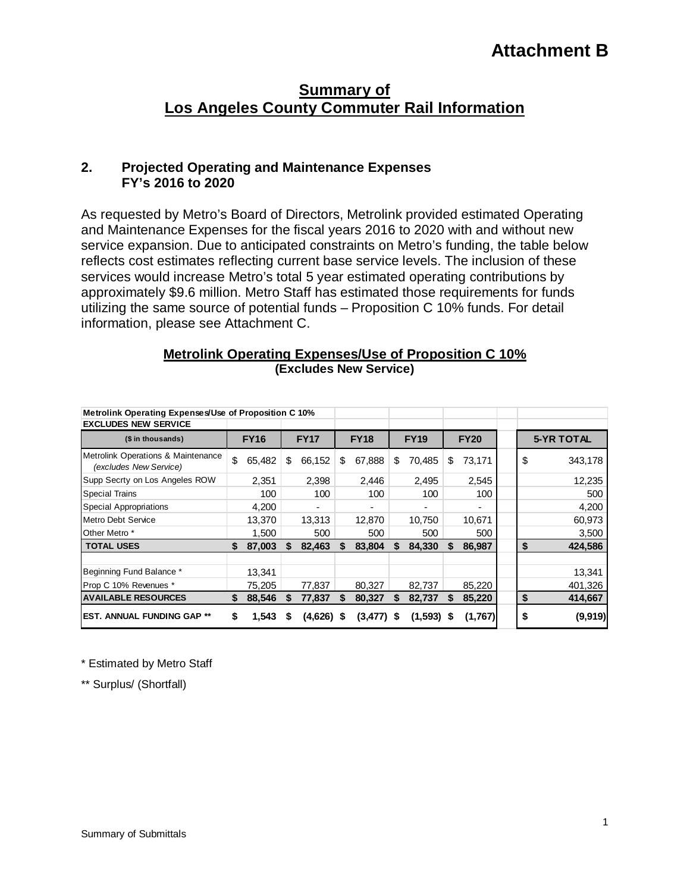# Attachment B

## Summary of Los Angeles County Commuter Rail Information

### 2. Projected Operating and Maintenance Expenses FY's 2016 to 2020

As requested by Metro's Board of Directors, Metrolink provided estimated Operating and Maintenance Expenses for the fiscal years 2016 to 2020 with and without new service expansion. Due to anticipated constraints on Metro's funding, the table below reflects cost estimates reflecting current base service levels. The inclusion of these services would increase Metro's total 5 year estimated operating contributions by approximately $9.6 million. Metro Staff has estimated those requirements for funds utilizing the same source of potential funds – Proposition C 10% funds. For detail information, please see Attachment C.

**Metrolink Operating Expenses/Use of Proposition C 10%**
**(Excludes New Service)**

| Metrolink Operating Expenses/Use of Proposition C 10% EXCLUDES NEW SERVICE | | | | | | |
|---|---|---|---|---|---|---|
| **($ in thousands)** | **FY16** | **FY17** | **FY18** | **FY19** | **FY20** | **5-YR TOTAL** |
| Metrolink Operations & Maintenance *(excludes New Service)* | $ 65,482 | $ 66,152 | $ 67,888 | $ 70,485 | $ 73,171 | $ 343,178 |
| Supp Secrty on Los Angeles ROW | 2,351 | 2,398 | 2,446 | 2,495 | 2,545 | 12,235 |
| Special Trains | 100 | 100 | 100 | 100 | 100 | 500 |
| Special Appropriations | 4,200 | - | - | - | - | 4,200 |
| Metro Debt Service | 13,370 | 13,313 | 12,870 | 10,750 | 10,671 | 60,973 |
| Other Metro * | 1,500 | 500 | 500 | 500 | 500 | 3,500 |
| **TOTAL USES** | **$ 87,003** | **$ 82,463** | **$ 83,804** | **$ 84,330** | **$ 86,987** | **$ 424,586** |
| | | | | | | |
| Beginning Fund Balance * | 13,341 | | | | | 13,341 |
| Prop C 10% Revenues * | 75,205 | 77,837 | 80,327 | 82,737 | 85,220 | 401,326 |
| **AVAILABLE RESOURCES** | **$ 88,546** | **$ 77,837** | **$ 80,327** | **$ 82,737** | **$ 85,220** | **$ 414,667** |
| **EST. ANNUAL FUNDING GAP \*\*** | **$ 1,543** | **$ (4,626)** | **$ (3,477)** | **$ (1,593)** | **$ (1,767)** | **$ (9,919)** |

\* Estimated by Metro Staff

\*\* Surplus/ (Shortfall)

Summary of Submittals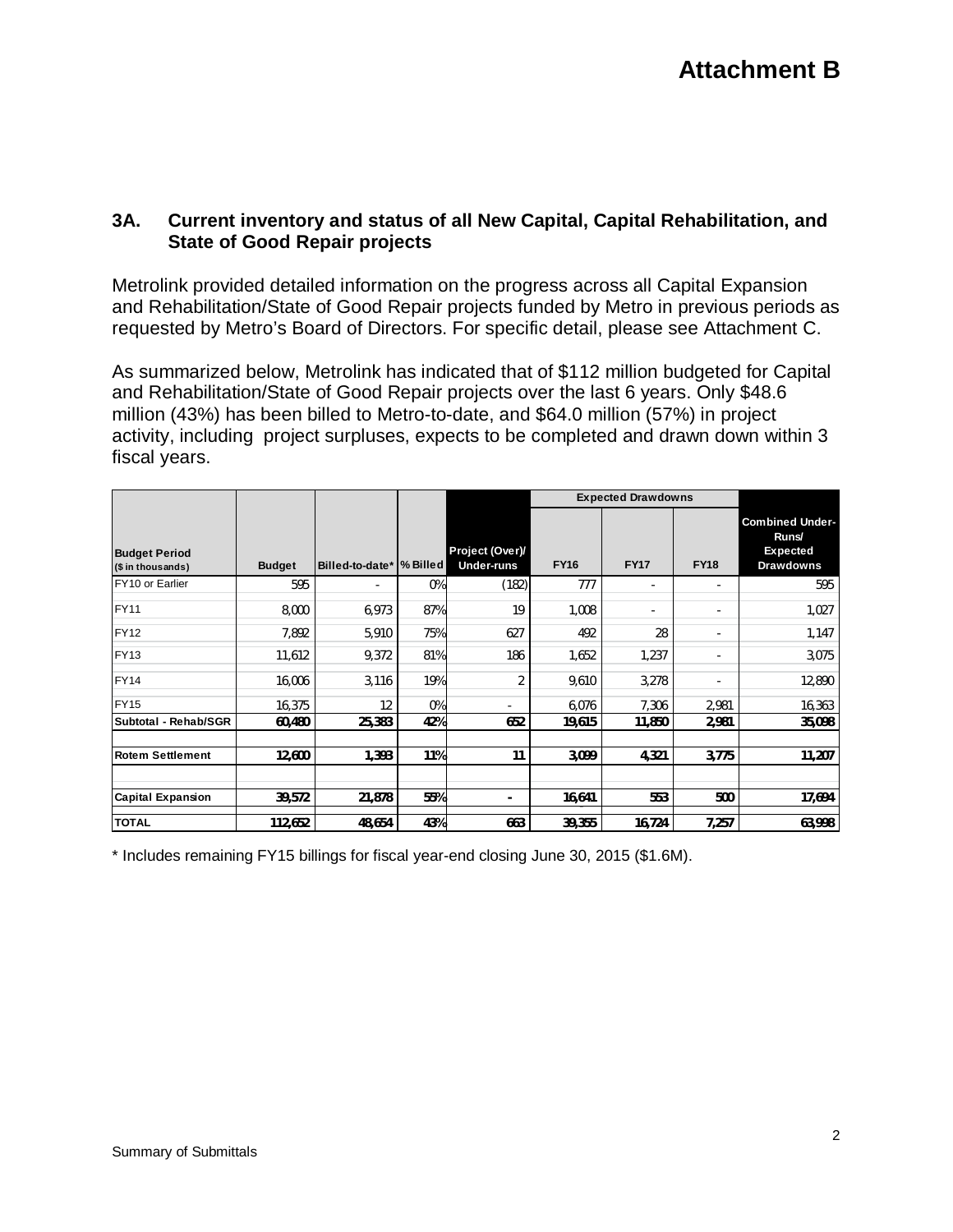# Attachment B

### 3A. Current inventory and status of all New Capital, Capital Rehabilitation, and State of Good Repair projects

Metrolink provided detailed information on the progress across all Capital Expansion and Rehabilitation/State of Good Repair projects funded by Metro in previous periods as requested by Metro's Board of Directors. For specific detail, please see Attachment C.

As summarized below, Metrolink has indicated that of $112 million budgeted for Capital and Rehabilitation/State of Good Repair projects over the last 6 years. Only $48.6 million (43%) has been billed to Metro-to-date, and $64.0 million (57%) in project activity, including project surpluses, expects to be completed and drawn down within 3 fiscal years.

| Budget Period ($ in thousands) | Budget | Billed-to-date* | % Billed | Project (Over)/ Under-runs | Expected Drawdowns FY16 | FY17 | FY18 | Combined Under-Runs/ Expected Drawdowns |
|---|---|---|---|---|---|---|---|---|
| FY10 or Earlier | 595 | - | 0% | (182) | 777 | - | - | 595 |
| FY11 | 8,000 | 6,973 | 87% | 19 | 1,008 | - | - | 1,027 |
| FY12 | 7,892 | 5,910 | 75% | 627 | 492 | 28 | - | 1,147 |
| FY13 | 11,612 | 9,372 | 81% | 186 | 1,652 | 1,237 | - | 3,075 |
| FY14 | 16,006 | 3,116 | 19% | 2 | 9,610 | 3,278 | - | 12,890 |
| FY15 | 16,375 | 12 | 0% | - | 6,076 | 7,306 | 2,981 | 16,363 |
| **Subtotal - Rehab/SGR** | **60,480** | **25,383** | **42%** | **652** | **19,615** | **11,850** | **2,981** | **35,098** |
| **Rotem Settlement** | **12,600** | **1,393** | **11%** | **11** | **3,099** | **4,321** | **3,775** | **11,207** |
| **Capital Expansion** | **39,572** | **21,878** | **55%** | **-** | **16,641** | **553** | **500** | **17,694** |
| **TOTAL** | **112,652** | **48,654** | **43%** | **663** | **39,355** | **16,724** | **7,257** | **63,998** |

\* Includes remaining FY15 billings for fiscal year-end closing June 30, 2015 ($1.6M).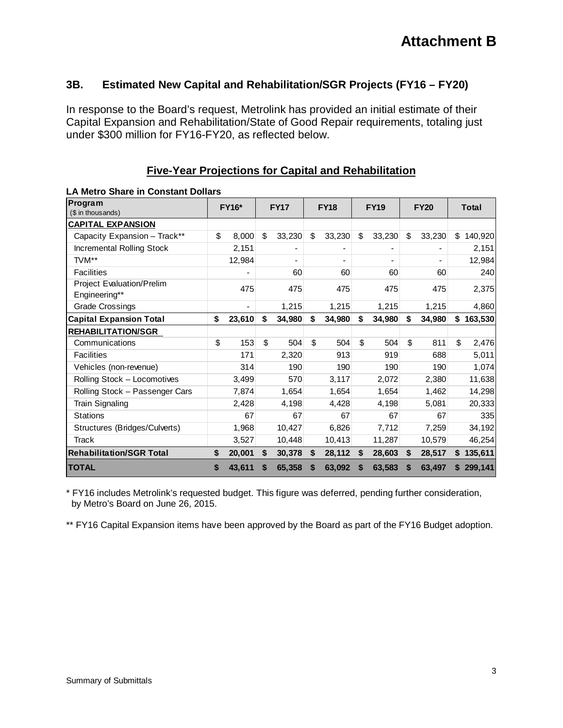# Attachment B

## 3B. Estimated New Capital and Rehabilitation/SGR Projects (FY16 – FY20)

In response to the Board's request, Metrolink has provided an initial estimate of their Capital Expansion and Rehabilitation/State of Good Repair requirements, totaling just under $300 million for FY16-FY20, as reflected below.

### Five-Year Projections for Capital and Rehabilitation

**LA Metro Share in Constant Dollars**

| Program ($ in thousands) | FY16* | FY17 | FY18 | FY19 | FY20 | Total |
|---|---|---|---|---|---|---|
| **CAPITAL EXPANSION** | | | | | | |
| Capacity Expansion – Track** | $ 8,000 | $ 33,230 | $ 33,230 | $ 33,230 | $ 33,230 | $ 140,920 |
| Incremental Rolling Stock | 2,151 | - | - | - | - | 2,151 |
| TVM** | 12,984 | - | - | - | - | 12,984 |
| Facilities | - | 60 | 60 | 60 | 60 | 240 |
| Project Evaluation/Prelim Engineering** | 475 | 475 | 475 | 475 | 475 | 2,375 |
| Grade Crossings | - | 1,215 | 1,215 | 1,215 | 1,215 | 4,860 |
| **Capital Expansion Total** | **$ 23,610** | **$ 34,980** | **$ 34,980** | **$ 34,980** | **$ 34,980** | **$ 163,530** |
| **REHABILITATION/SGR** | | | | | | |
| Communications | $ 153 | $ 504 | $ 504 | $ 504 | $ 811 | $ 2,476 |
| Facilities | 171 | 2,320 | 913 | 919 | 688 | 5,011 |
| Vehicles (non-revenue) | 314 | 190 | 190 | 190 | 190 | 1,074 |
| Rolling Stock – Locomotives | 3,499 | 570 | 3,117 | 2,072 | 2,380 | 11,638 |
| Rolling Stock – Passenger Cars | 7,874 | 1,654 | 1,654 | 1,654 | 1,462 | 14,298 |
| Train Signaling | 2,428 | 4,198 | 4,428 | 4,198 | 5,081 | 20,333 |
| Stations | 67 | 67 | 67 | 67 | 67 | 335 |
| Structures (Bridges/Culverts) | 1,968 | 10,427 | 6,826 | 7,712 | 7,259 | 34,192 |
| Track | 3,527 | 10,448 | 10,413 | 11,287 | 10,579 | 46,254 |
| **Rehabilitation/SGR Total** | **$ 20,001** | **$ 30,378** | **$ 28,112** | **$ 28,603** | **$ 28,517** | **$ 135,611** |
| **TOTAL** | **$ 43,611** | **$ 65,358** | **$ 63,092** | **$ 63,583** | **$ 63,497** | **$ 299,141** |

* FY16 includes Metrolink's requested budget. This figure was deferred, pending further consideration, by Metro's Board on June 26, 2015.

** FY16 Capital Expansion items have been approved by the Board as part of the FY16 Budget adoption.

Summary of Submittals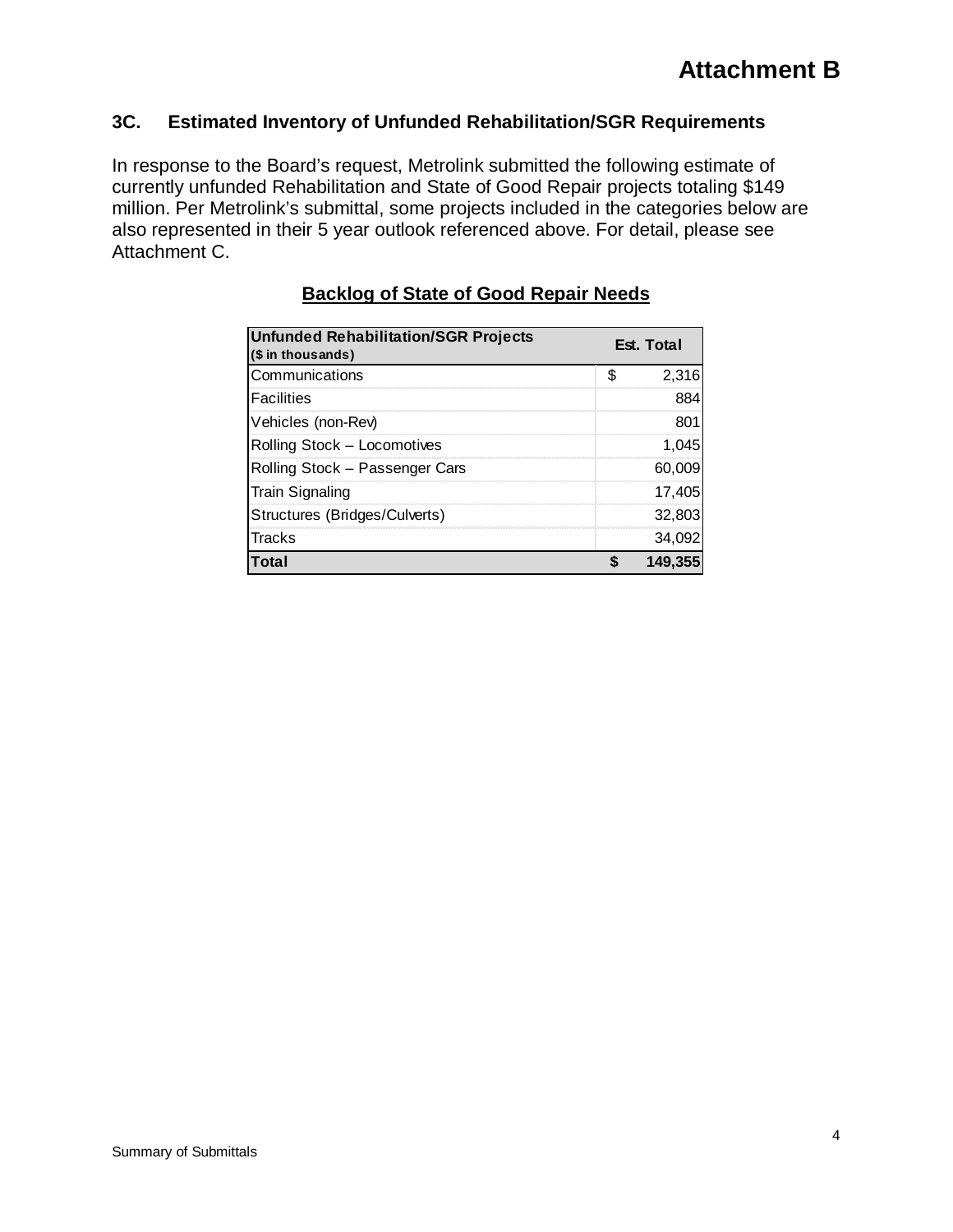# Attachment B

## 3C. Estimated Inventory of Unfunded Rehabilitation/SGR Requirements

In response to the Board's request, Metrolink submitted the following estimate of currently unfunded Rehabilitation and State of Good Repair projects totaling $149 million. Per Metrolink's submittal, some projects included in the categories below are also represented in their 5 year outlook referenced above. For detail, please see Attachment C.

### Backlog of State of Good Repair Needs

| Unfunded Rehabilitation/SGR Projects ($ in thousands) | Est. Total |
|---|---|
| Communications | $ 2,316 |
| Facilities | 884 |
| Vehicles (non-Rev) | 801 |
| Rolling Stock – Locomotives | 1,045 |
| Rolling Stock – Passenger Cars | 60,009 |
| Train Signaling | 17,405 |
| Structures (Bridges/Culverts) | 32,803 |
| Tracks | 34,092 |
| **Total** | **$ 149,355** |

Summary of Submittals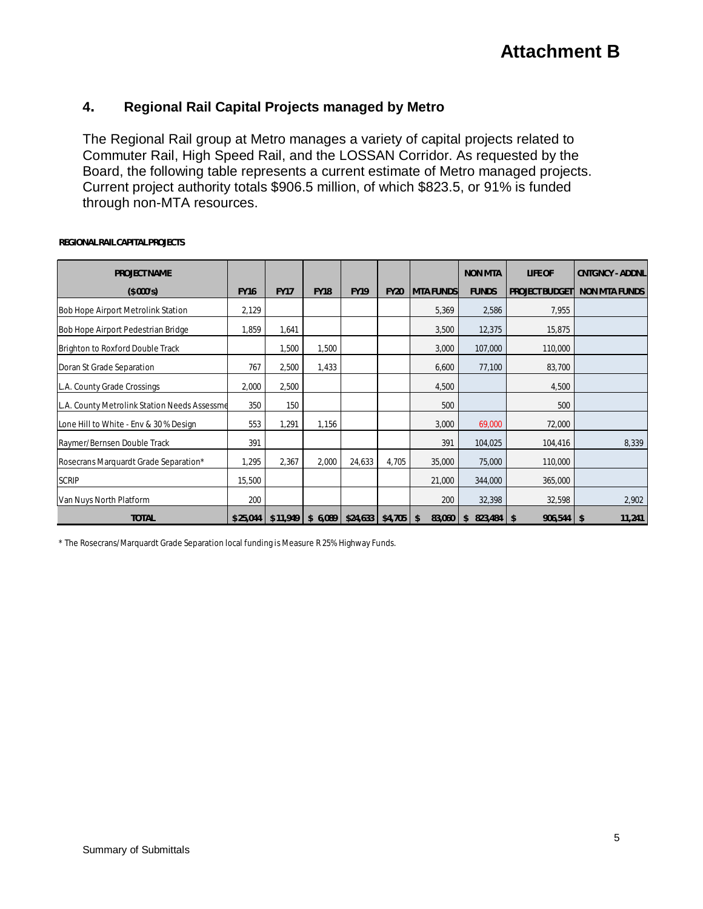# Attachment B

## 4. Regional Rail Capital Projects managed by Metro

The Regional Rail group at Metro manages a variety of capital projects related to Commuter Rail, High Speed Rail, and the LOSSAN Corridor. As requested by the Board, the following table represents a current estimate of Metro managed projects. Current project authority totals $906.5 million, of which $823.5, or 91% is funded through non-MTA resources.

**REGIONAL RAIL CAPITAL PROJECTS**

| PROJECT NAME ($000's) | FY16 | FY17 | FY18 | FY19 | FY20 | MTA FUNDS | NON MTA FUNDS | LIFE OF PROJECT BUDGET | CNTGNCY - ADDNL NON MTA FUNDS |
|---|---|---|---|---|---|---|---|---|---|
| Bob Hope Airport Metrolink Station | 2,129 | | | | | 5,369 | 2,586 | 7,955 | |
| Bob Hope Airport Pedestrian Bridge | 1,859 | 1,641 | | | | 3,500 | 12,375 | 15,875 | |
| Brighton to Roxford Double Track | | 1,500 | 1,500 | | | 3,000 | 107,000 | 110,000 | |
| Doran St Grade Separation | 767 | 2,500 | 1,433 | | | 6,600 | 77,100 | 83,700 | |
| L.A. County Grade Crossings | 2,000 | 2,500 | | | | 4,500 | | 4,500 | |
| L.A. County Metrolink Station Needs Assessme | 350 | 150 | | | | 500 | | 500 | |
| Lone Hill to White - Env & 30% Design | 553 | 1,291 | 1,156 | | | 3,000 | 69,000 | 72,000 | |
| Raymer/Bernsen Double Track | 391 | | | | | 391 | 104,025 | 104,416 | 8,339 |
| Rosecrans Marquardt Grade Separation* | 1,295 | 2,367 | 2,000 | 24,633 | 4,705 | 35,000 | 75,000 | 110,000 | |
| SCRIP | 15,500 | | | | | 21,000 | 344,000 | 365,000 | |
| Van Nuys North Platform | 200 | | | | | 200 | 32,398 | 32,598 | 2,902 |
| **TOTAL** | **$25,044** | **$11,949** | **$ 6,089** | **$24,633** | **$4,705** | **$ 83,060** | **$ 823,484** | **$ 906,544** | **$ 11,241** |

* The Rosecrans/Marquardt Grade Separation local funding is Measure R 25% Highway Funds.